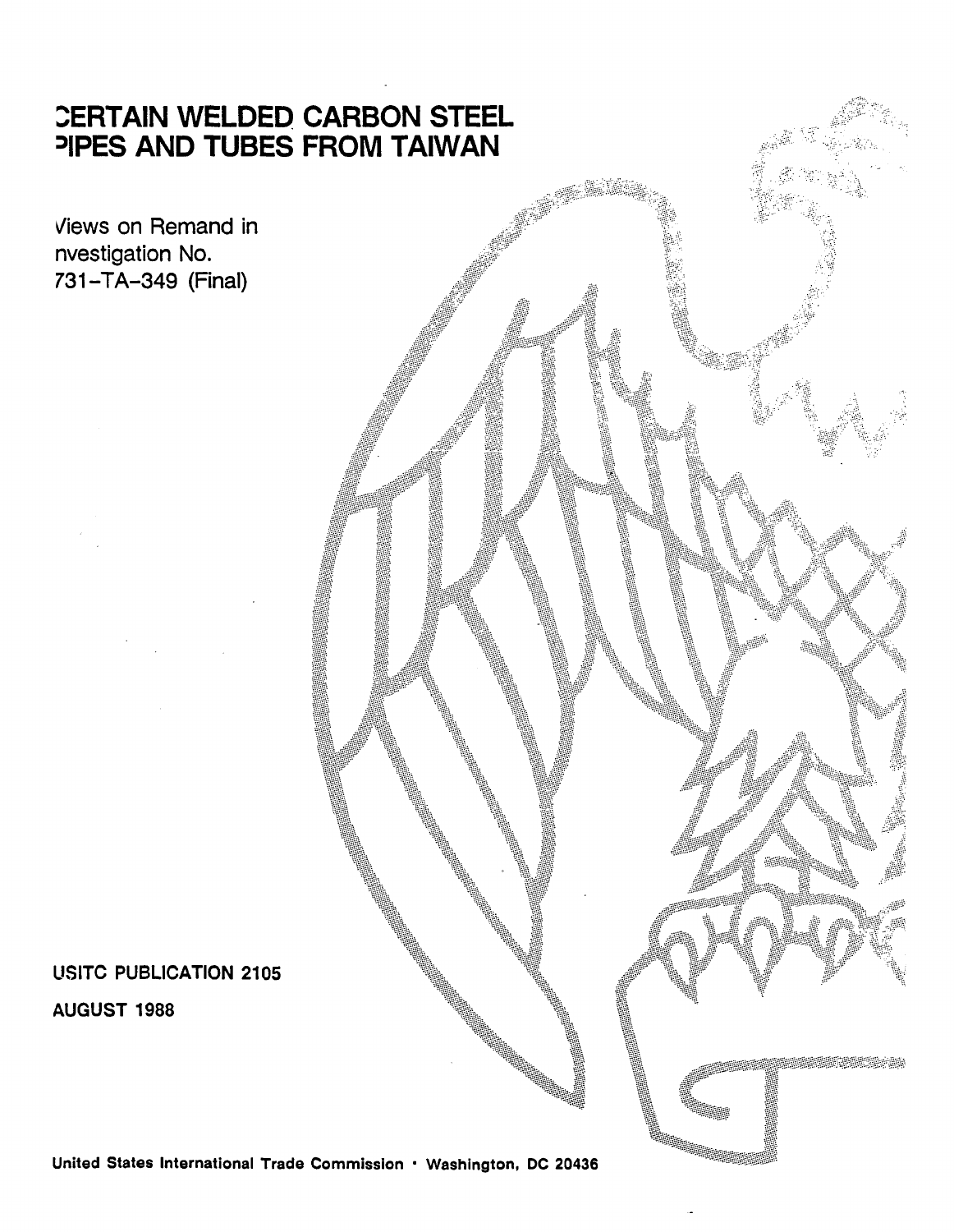# CERTAIN WELDED CARBON STEEL PIPES AND TUBES FROM TAIWAN

Views on Remand in Investigation No. 731-TA-349 (Final)

USITC PUBLICATION 2105

AUGUST 1988

United States International Trade Commission · Washington, DC 20436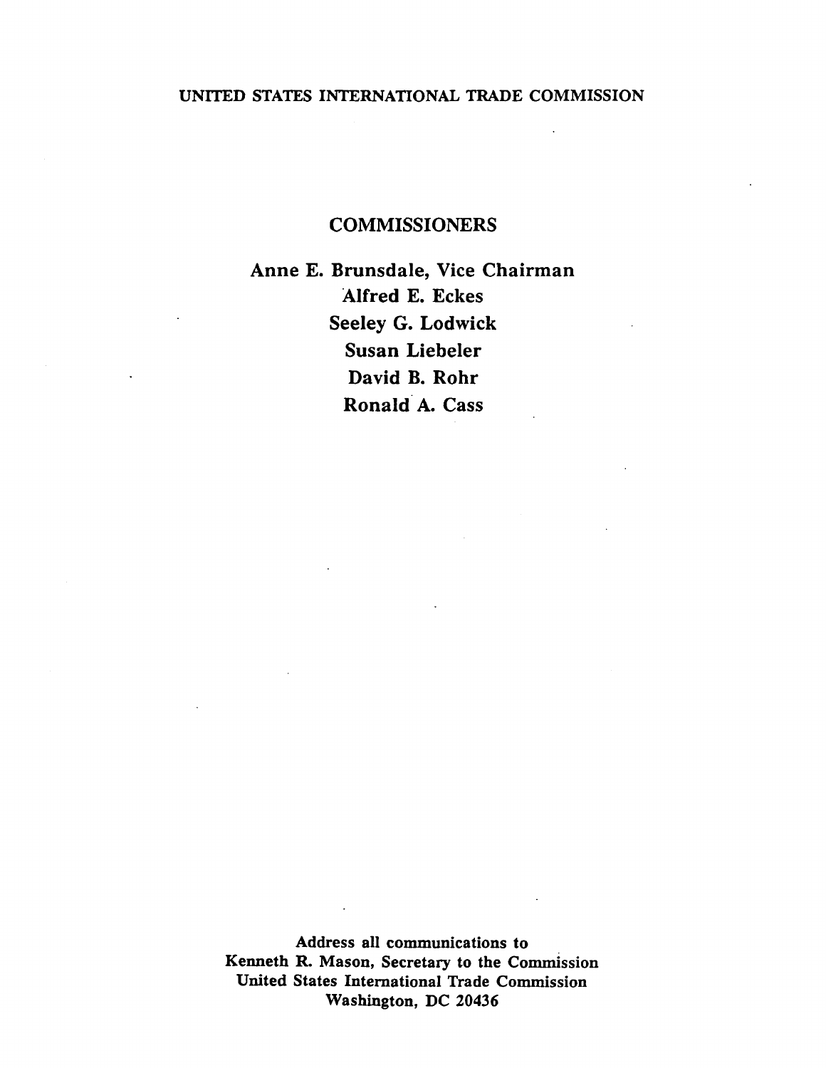UNITED STATES INTERNATIONAL TRADE COMMISSION

## COMMISSIONERS

**Anne E. Brunsdale, Vice Chairman**
**Alfred E. Eckes**
**Seeley G. Lodwick**
**Susan Liebeler**
**David B. Rohr**
**Ronald A. Cass**

**Address all communications to**
**Kenneth R. Mason, Secretary to the Commission**
**United States International Trade Commission**
**Washington, DC 20436**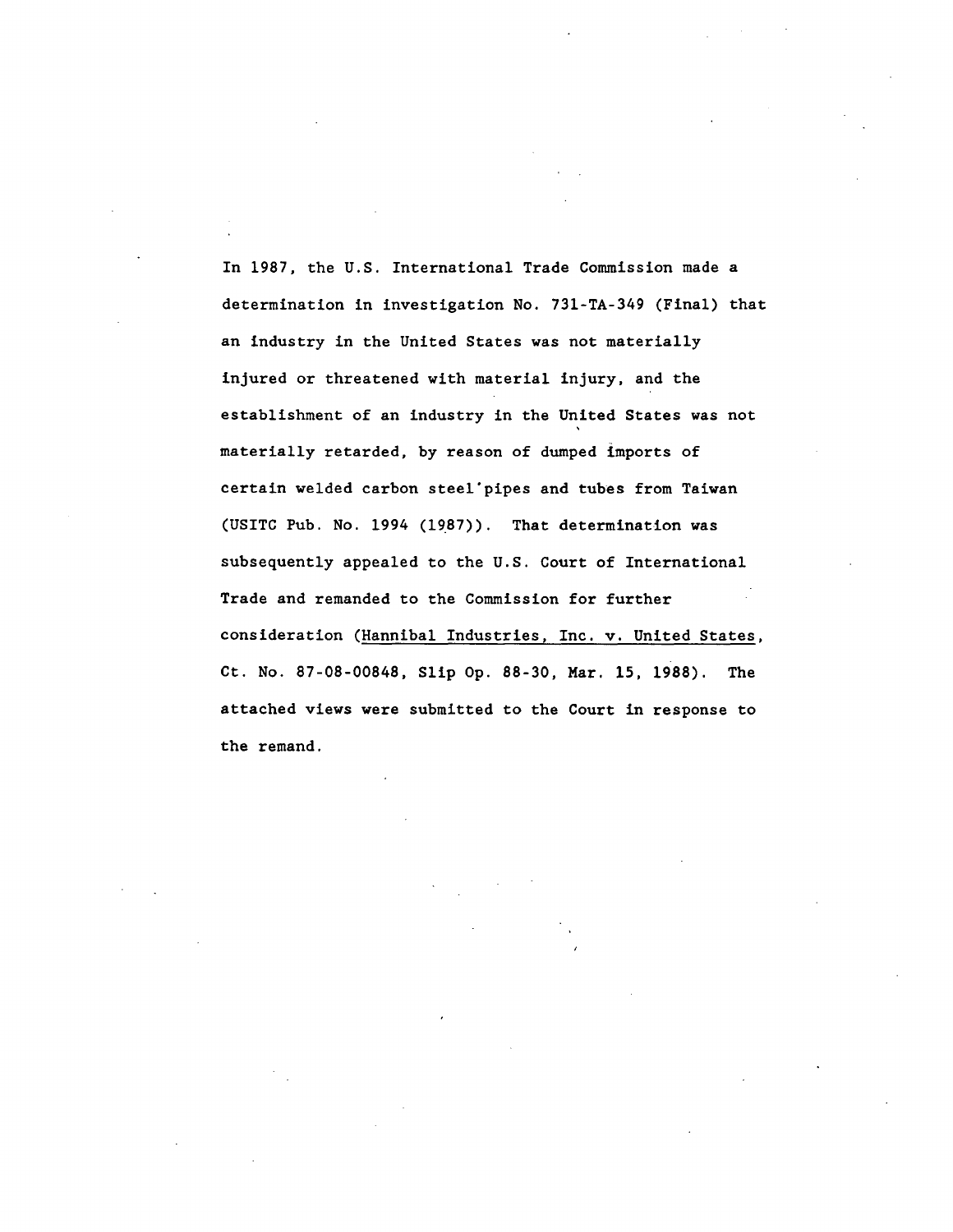In 1987, the U.S. International Trade Commission made a determination in investigation No. 731-TA-349 (Final) that an industry in the United States was not materially injured or threatened with material injury, and the establishment of an industry in the United States was not materially retarded, by reason of dumped imports of certain welded carbon steel pipes and tubes from Taiwan (USITC Pub. No. 1994 (1987)). That determination was subsequently appealed to the U.S. Court of International Trade and remanded to the Commission for further consideration (Hannibal Industries, Inc. v. United States, Ct. No. 87-08-00848, Slip Op. 88-30, Mar. 15, 1988). The attached views were submitted to the Court in response to the remand.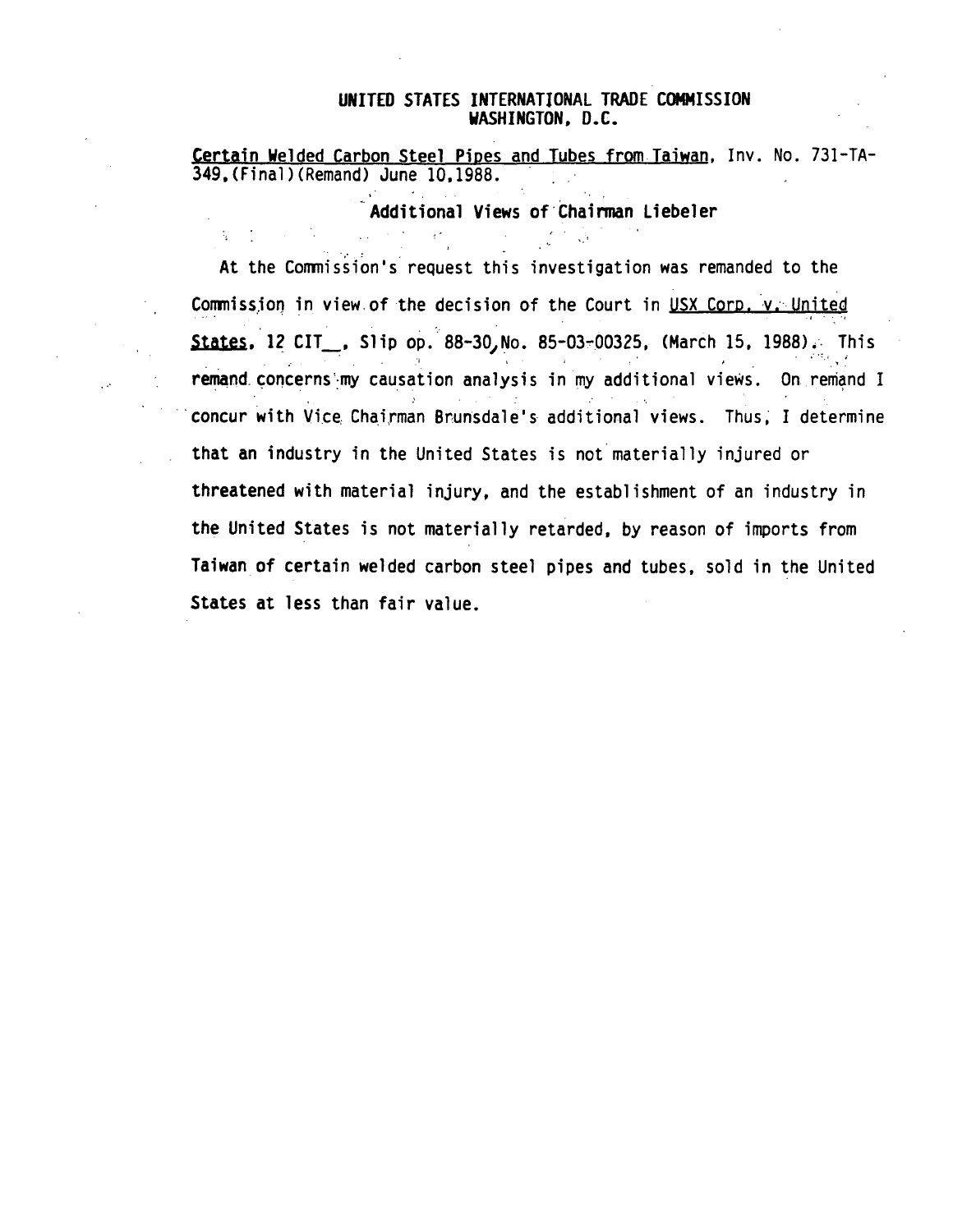**UNITED STATES INTERNATIONAL TRADE COMMISSION**
**WASHINGTON, D.C.**

Certain Welded Carbon Steel Pipes and Tubes from Taiwan, Inv. No. 731-TA-349,(Final)(Remand) June 10,1988.

**Additional Views of Chairman Liebeler**

At the Commission's request this investigation was remanded to the Commission in view of the decision of the Court in USX Corp. v. United States, 12 CIT__, Slip op. 88-30, No. 85-03-00325, (March 15, 1988). This remand concerns my causation analysis in my additional views. On remand I concur with Vice Chairman Brunsdale's additional views. Thus, I determine that an industry in the United States is not materially injured or threatened with material injury, and the establishment of an industry in the United States is not materially retarded, by reason of imports from Taiwan of certain welded carbon steel pipes and tubes, sold in the United States at less than fair value.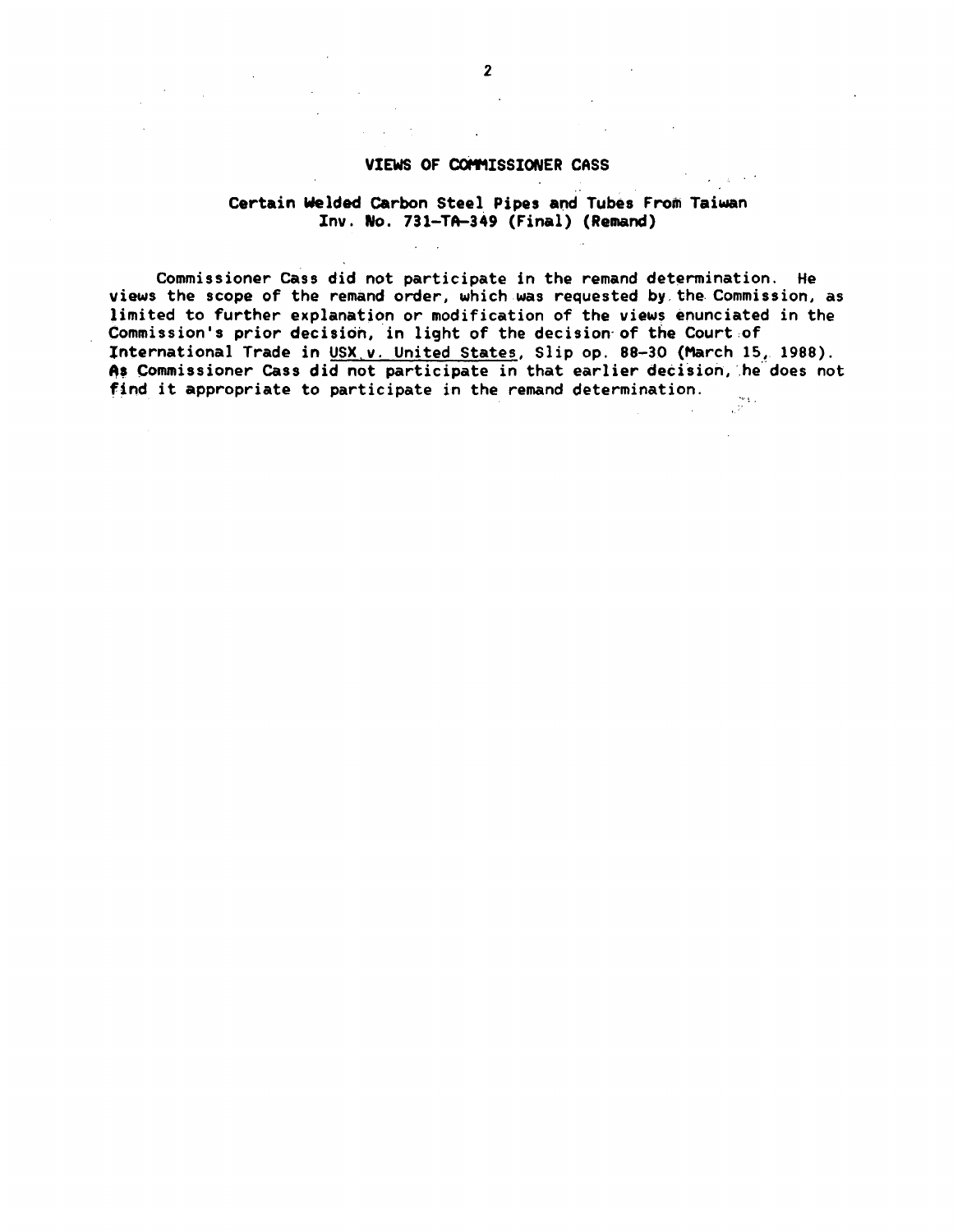## VIEWS OF COMMISSIONER CASS

### Certain Welded Carbon Steel Pipes and Tubes From Taiwan
### Inv. No. 731-TA-349 (Final) (Remand)

Commissioner Cass did not participate in the remand determination. He views the scope of the remand order, which was requested by the Commission, as limited to further explanation or modification of the views enunciated in the Commission's prior decision, in light of the decision of the Court of International Trade in USX v. United States, Slip op. 88-30 (March 15, 1988). As Commissioner Cass did not participate in that earlier decision, he does not find it appropriate to participate in the remand determination.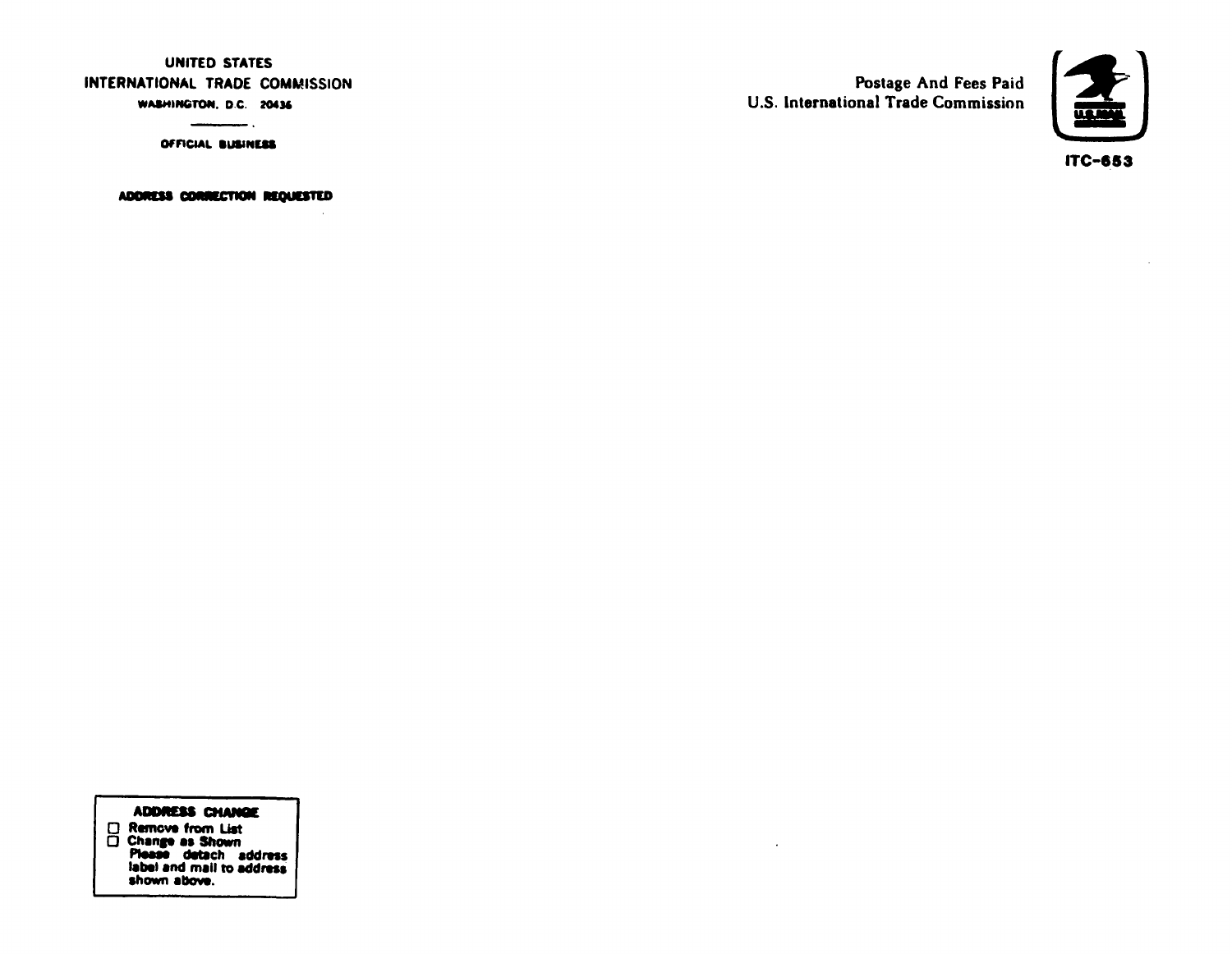UNITED STATES
INTERNATIONAL TRADE COMMISSION
WASHINGTON, D.C. 20436

OFFICIAL BUSINESS

ADDRESS CORRECTION REQUESTED

Postage And Fees Paid
U.S. International Trade Commission

ITC-653

**ADDRESS CHANGE**

- ☐ Remove from List
- ☐ Change as Shown

Please detach address label and mail to address shown above.